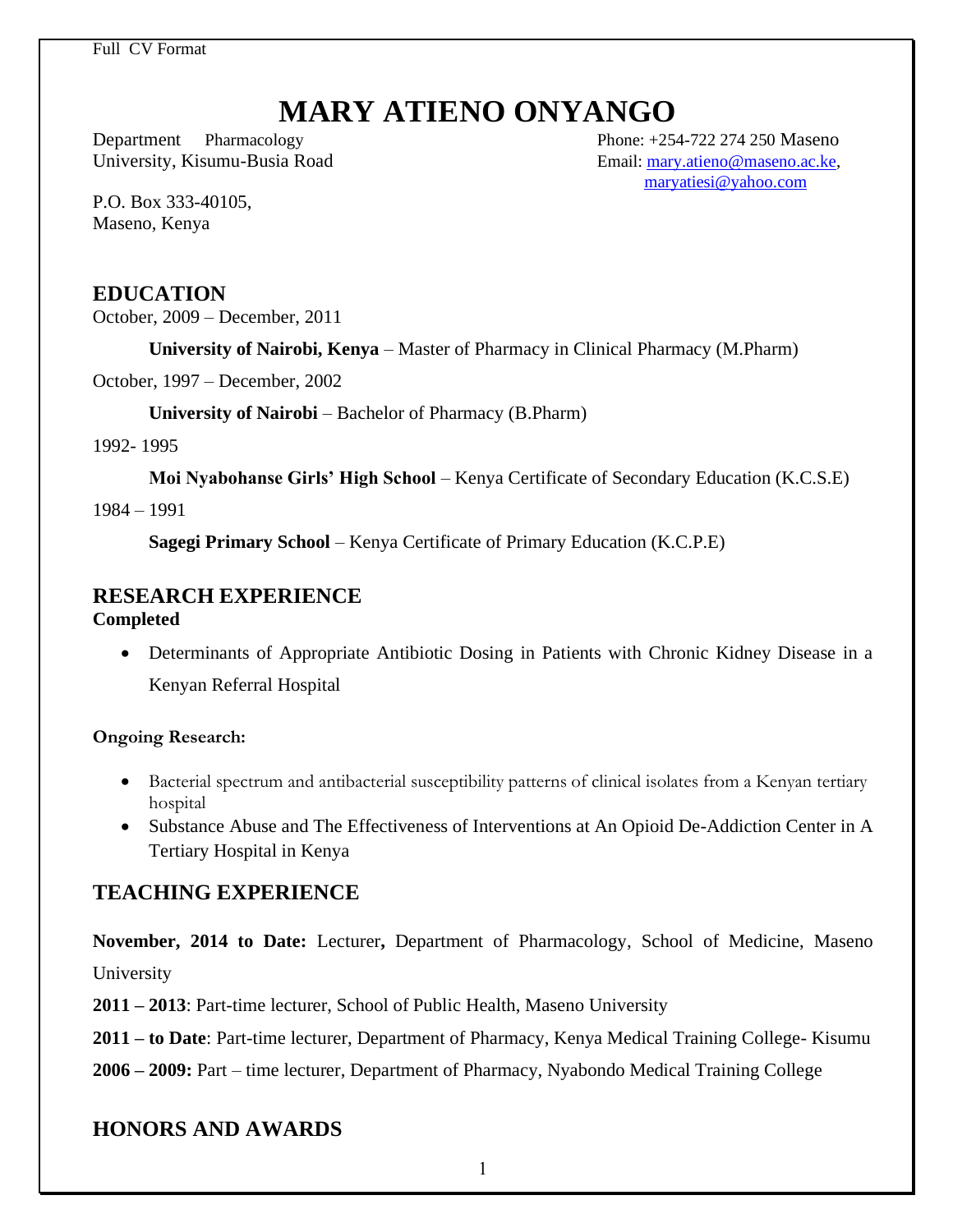Full CV Format

# MARY ATIENO ONYANGO

Department Pharmacology Maseno University, Kisumu-Busia Road

P.O. Box 333-40105,
Maseno, Kenya

Phone: +254-722 274 250
Email: mary.atieno@maseno.ac.ke, maryatiesi@yahoo.com

## EDUCATION

October, 2009 – December, 2011

**University of Nairobi, Kenya** – Master of Pharmacy in Clinical Pharmacy (M.Pharm)

October, 1997 – December, 2002

**University of Nairobi** – Bachelor of Pharmacy (B.Pharm)

1992- 1995

**Moi Nyabohanse Girls' High School** – Kenya Certificate of Secondary Education (K.C.S.E)

1984 – 1991

**Sagegi Primary School** – Kenya Certificate of Primary Education (K.C.P.E)

## RESEARCH EXPERIENCE

**Completed**

- Determinants of Appropriate Antibiotic Dosing in Patients with Chronic Kidney Disease in a Kenyan Referral Hospital

**Ongoing Research:**

- Bacterial spectrum and antibacterial susceptibility patterns of clinical isolates from a Kenyan tertiary hospital
- Substance Abuse and The Effectiveness of Interventions at An Opioid De-Addiction Center in A Tertiary Hospital in Kenya

## TEACHING EXPERIENCE

**November, 2014 to Date:** Lecturer**,** Department of Pharmacology, School of Medicine, Maseno University

**2011 – 2013**: Part-time lecturer, School of Public Health, Maseno University

**2011 – to Date**: Part-time lecturer, Department of Pharmacy, Kenya Medical Training College- Kisumu

**2006 – 2009:** Part – time lecturer, Department of Pharmacy, Nyabondo Medical Training College

## HONORS AND AWARDS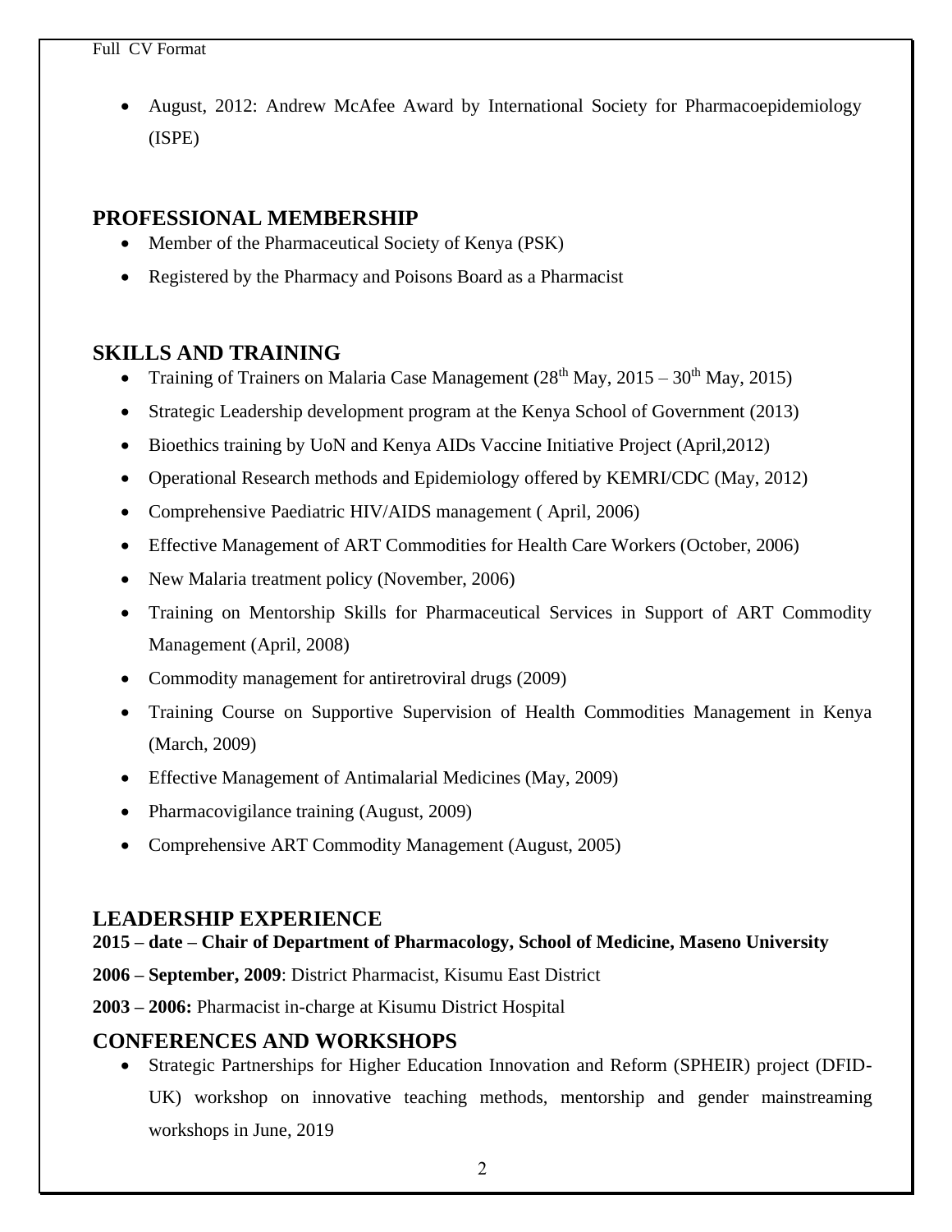- August, 2012: Andrew McAfee Award by International Society for Pharmacoepidemiology (ISPE)

## PROFESSIONAL MEMBERSHIP

- Member of the Pharmaceutical Society of Kenya (PSK)
- Registered by the Pharmacy and Poisons Board as a Pharmacist

## SKILLS AND TRAINING

- Training of Trainers on Malaria Case Management (28th May, 2015 – 30th May, 2015)
- Strategic Leadership development program at the Kenya School of Government (2013)
- Bioethics training by UoN and Kenya AIDs Vaccine Initiative Project (April,2012)
- Operational Research methods and Epidemiology offered by KEMRI/CDC (May, 2012)
- Comprehensive Paediatric HIV/AIDS management ( April, 2006)
- Effective Management of ART Commodities for Health Care Workers (October, 2006)
- New Malaria treatment policy (November, 2006)
- Training on Mentorship Skills for Pharmaceutical Services in Support of ART Commodity Management (April, 2008)
- Commodity management for antiretroviral drugs (2009)
- Training Course on Supportive Supervision of Health Commodities Management in Kenya (March, 2009)
- Effective Management of Antimalarial Medicines (May, 2009)
- Pharmacovigilance training (August, 2009)
- Comprehensive ART Commodity Management (August, 2005)

## LEADERSHIP EXPERIENCE

**2015 – date – Chair of Department of Pharmacology, School of Medicine, Maseno University**

**2006 – September, 2009**: District Pharmacist, Kisumu East District

**2003 – 2006:** Pharmacist in-charge at Kisumu District Hospital

## CONFERENCES AND WORKSHOPS

- Strategic Partnerships for Higher Education Innovation and Reform (SPHEIR) project (DFID-UK) workshop on innovative teaching methods, mentorship and gender mainstreaming workshops in June, 2019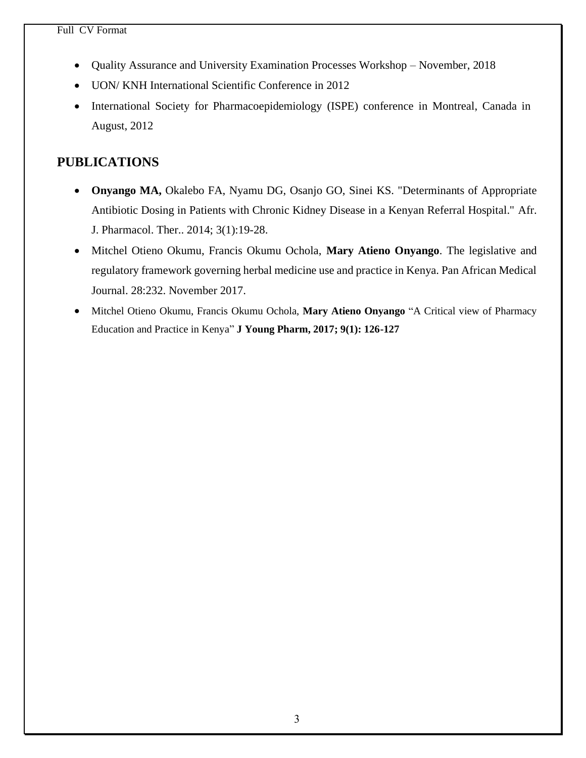- Quality Assurance and University Examination Processes Workshop – November, 2018
- UON/ KNH International Scientific Conference in 2012
- International Society for Pharmacoepidemiology (ISPE) conference in Montreal, Canada in August, 2012

## PUBLICATIONS

- **Onyango MA,** Okalebo FA, Nyamu DG, Osanjo GO, Sinei KS. "Determinants of Appropriate Antibiotic Dosing in Patients with Chronic Kidney Disease in a Kenyan Referral Hospital." Afr. J. Pharmacol. Ther.. 2014; 3(1):19-28.
- Mitchel Otieno Okumu, Francis Okumu Ochola, **Mary Atieno Onyango**. The legislative and regulatory framework governing herbal medicine use and practice in Kenya. Pan African Medical Journal. 28:232. November 2017.
- Mitchel Otieno Okumu, Francis Okumu Ochola, **Mary Atieno Onyango** "A Critical view of Pharmacy Education and Practice in Kenya" **J Young Pharm, 2017; 9(1): 126-127**